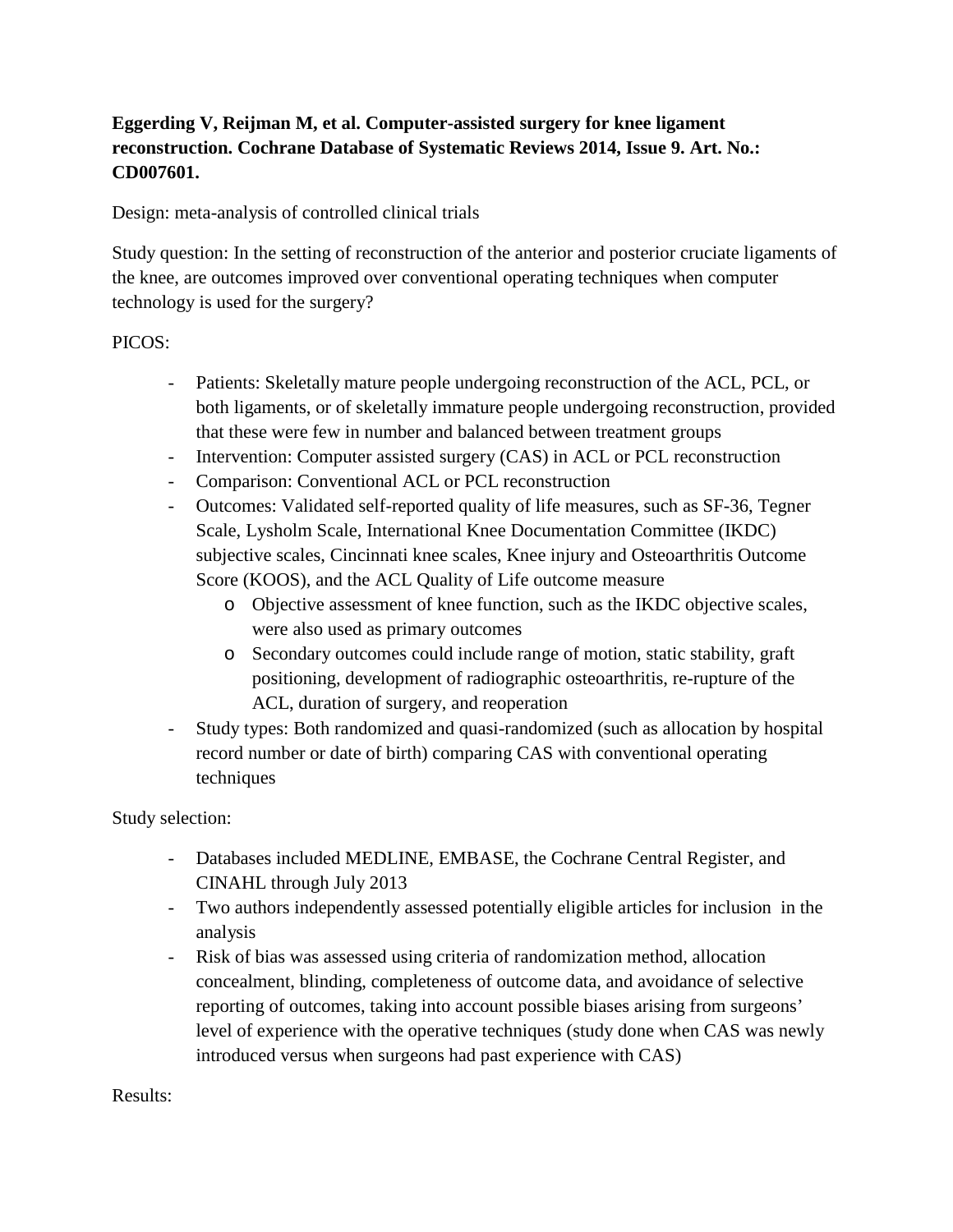**Eggerding V, Reijman M, et al. Computer-assisted surgery for knee ligament reconstruction. Cochrane Database of Systematic Reviews 2014, Issue 9. Art. No.: CD007601.**

Design: meta-analysis of controlled clinical trials

Study question: In the setting of reconstruction of the anterior and posterior cruciate ligaments of the knee, are outcomes improved over conventional operating techniques when computer technology is used for the surgery?

PICOS:

- Patients: Skeletally mature people undergoing reconstruction of the ACL, PCL, or both ligaments, or of skeletally immature people undergoing reconstruction, provided that these were few in number and balanced between treatment groups
- Intervention: Computer assisted surgery (CAS) in ACL or PCL reconstruction
- Comparison: Conventional ACL or PCL reconstruction
- Outcomes: Validated self-reported quality of life measures, such as SF-36, Tegner Scale, Lysholm Scale, International Knee Documentation Committee (IKDC) subjective scales, Cincinnati knee scales, Knee injury and Osteoarthritis Outcome Score (KOOS), and the ACL Quality of Life outcome measure
    - Objective assessment of knee function, such as the IKDC objective scales, were also used as primary outcomes
    - Secondary outcomes could include range of motion, static stability, graft positioning, development of radiographic osteoarthritis, re-rupture of the ACL, duration of surgery, and reoperation
- Study types: Both randomized and quasi-randomized (such as allocation by hospital record number or date of birth) comparing CAS with conventional operating techniques

Study selection:

- Databases included MEDLINE, EMBASE, the Cochrane Central Register, and CINAHL through July 2013
- Two authors independently assessed potentially eligible articles for inclusion in the analysis
- Risk of bias was assessed using criteria of randomization method, allocation concealment, blinding, completeness of outcome data, and avoidance of selective reporting of outcomes, taking into account possible biases arising from surgeons' level of experience with the operative techniques (study done when CAS was newly introduced versus when surgeons had past experience with CAS)

Results: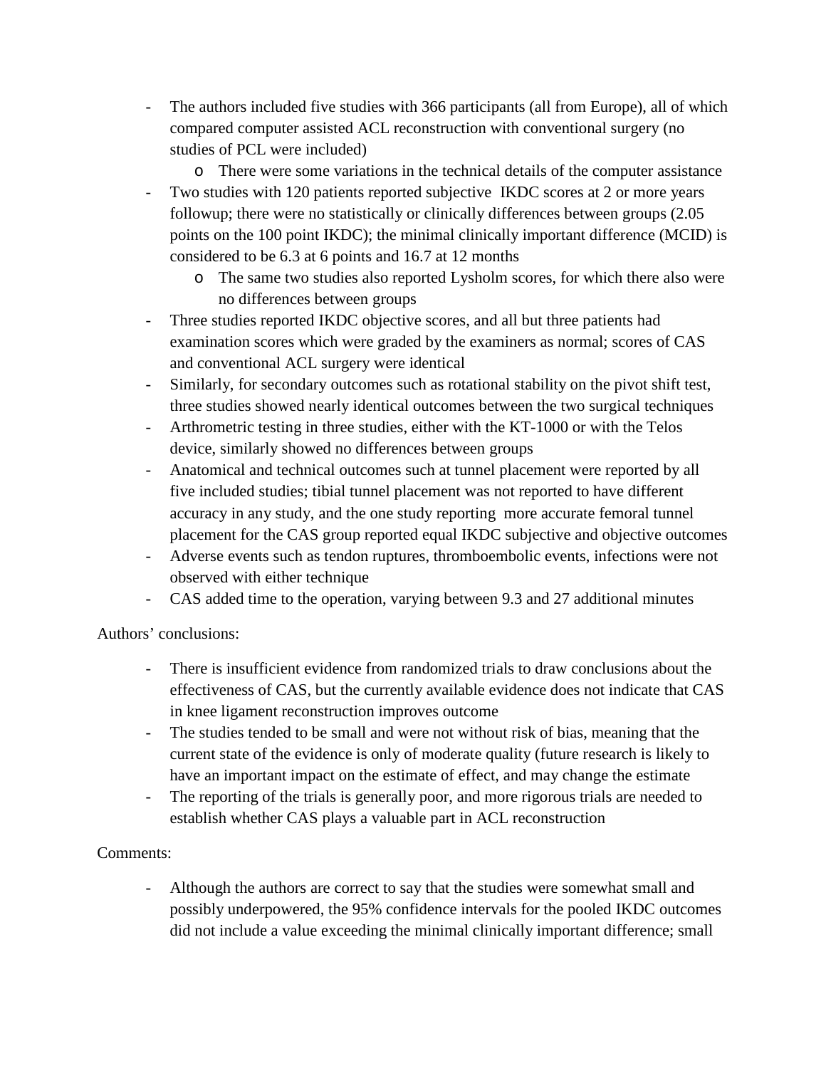- The authors included five studies with 366 participants (all from Europe), all of which compared computer assisted ACL reconstruction with conventional surgery (no studies of PCL were included)
    - There were some variations in the technical details of the computer assistance
- Two studies with 120 patients reported subjective IKDC scores at 2 or more years followup; there were no statistically or clinically differences between groups (2.05 points on the 100 point IKDC); the minimal clinically important difference (MCID) is considered to be 6.3 at 6 points and 16.7 at 12 months
    - The same two studies also reported Lysholm scores, for which there also were no differences between groups
- Three studies reported IKDC objective scores, and all but three patients had examination scores which were graded by the examiners as normal; scores of CAS and conventional ACL surgery were identical
- Similarly, for secondary outcomes such as rotational stability on the pivot shift test, three studies showed nearly identical outcomes between the two surgical techniques
- Arthrometric testing in three studies, either with the KT-1000 or with the Telos device, similarly showed no differences between groups
- Anatomical and technical outcomes such at tunnel placement were reported by all five included studies; tibial tunnel placement was not reported to have different accuracy in any study, and the one study reporting more accurate femoral tunnel placement for the CAS group reported equal IKDC subjective and objective outcomes
- Adverse events such as tendon ruptures, thromboembolic events, infections were not observed with either technique
- CAS added time to the operation, varying between 9.3 and 27 additional minutes

Authors' conclusions:

- There is insufficient evidence from randomized trials to draw conclusions about the effectiveness of CAS, but the currently available evidence does not indicate that CAS in knee ligament reconstruction improves outcome
- The studies tended to be small and were not without risk of bias, meaning that the current state of the evidence is only of moderate quality (future research is likely to have an important impact on the estimate of effect, and may change the estimate
- The reporting of the trials is generally poor, and more rigorous trials are needed to establish whether CAS plays a valuable part in ACL reconstruction

Comments:

- Although the authors are correct to say that the studies were somewhat small and possibly underpowered, the 95% confidence intervals for the pooled IKDC outcomes did not include a value exceeding the minimal clinically important difference; small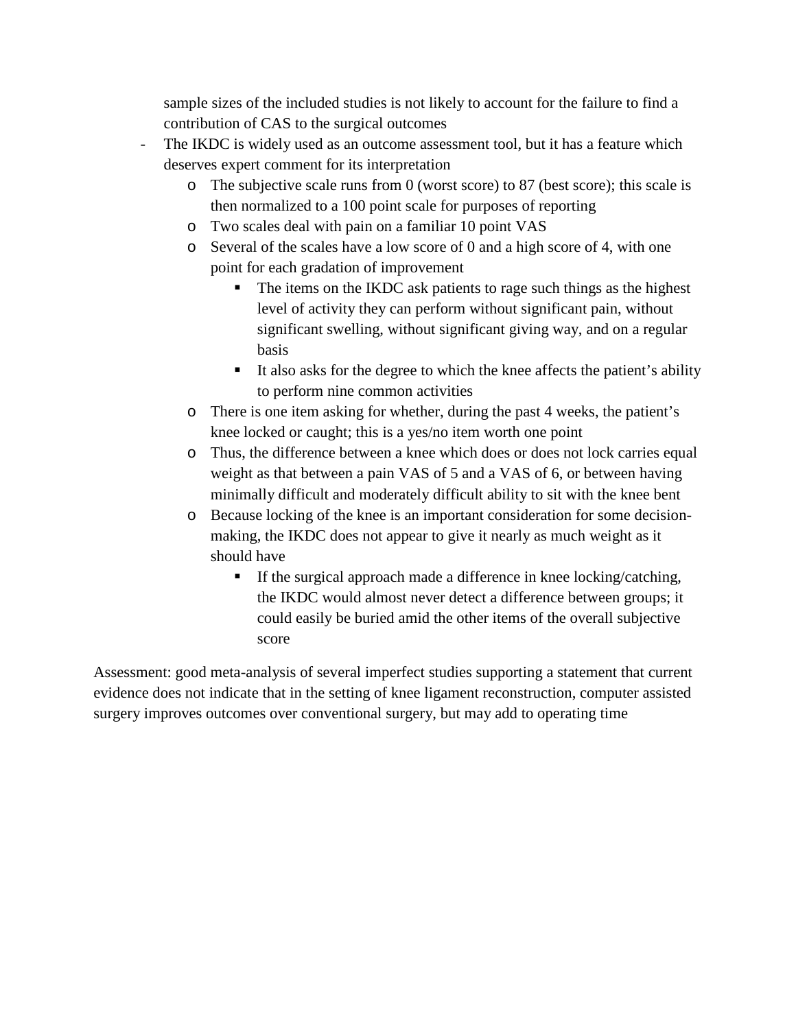sample sizes of the included studies is not likely to account for the failure to find a contribution of CAS to the surgical outcomes

- The IKDC is widely used as an outcome assessment tool, but it has a feature which deserves expert comment for its interpretation
    - The subjective scale runs from 0 (worst score) to 87 (best score); this scale is then normalized to a 100 point scale for purposes of reporting
    - Two scales deal with pain on a familiar 10 point VAS
    - Several of the scales have a low score of 0 and a high score of 4, with one point for each gradation of improvement
        - The items on the IKDC ask patients to rage such things as the highest level of activity they can perform without significant pain, without significant swelling, without significant giving way, and on a regular basis
        - It also asks for the degree to which the knee affects the patient's ability to perform nine common activities
    - There is one item asking for whether, during the past 4 weeks, the patient's knee locked or caught; this is a yes/no item worth one point
    - Thus, the difference between a knee which does or does not lock carries equal weight as that between a pain VAS of 5 and a VAS of 6, or between having minimally difficult and moderately difficult ability to sit with the knee bent
    - Because locking of the knee is an important consideration for some decision-making, the IKDC does not appear to give it nearly as much weight as it should have
        - If the surgical approach made a difference in knee locking/catching, the IKDC would almost never detect a difference between groups; it could easily be buried amid the other items of the overall subjective score

Assessment: good meta-analysis of several imperfect studies supporting a statement that current evidence does not indicate that in the setting of knee ligament reconstruction, computer assisted surgery improves outcomes over conventional surgery, but may add to operating time